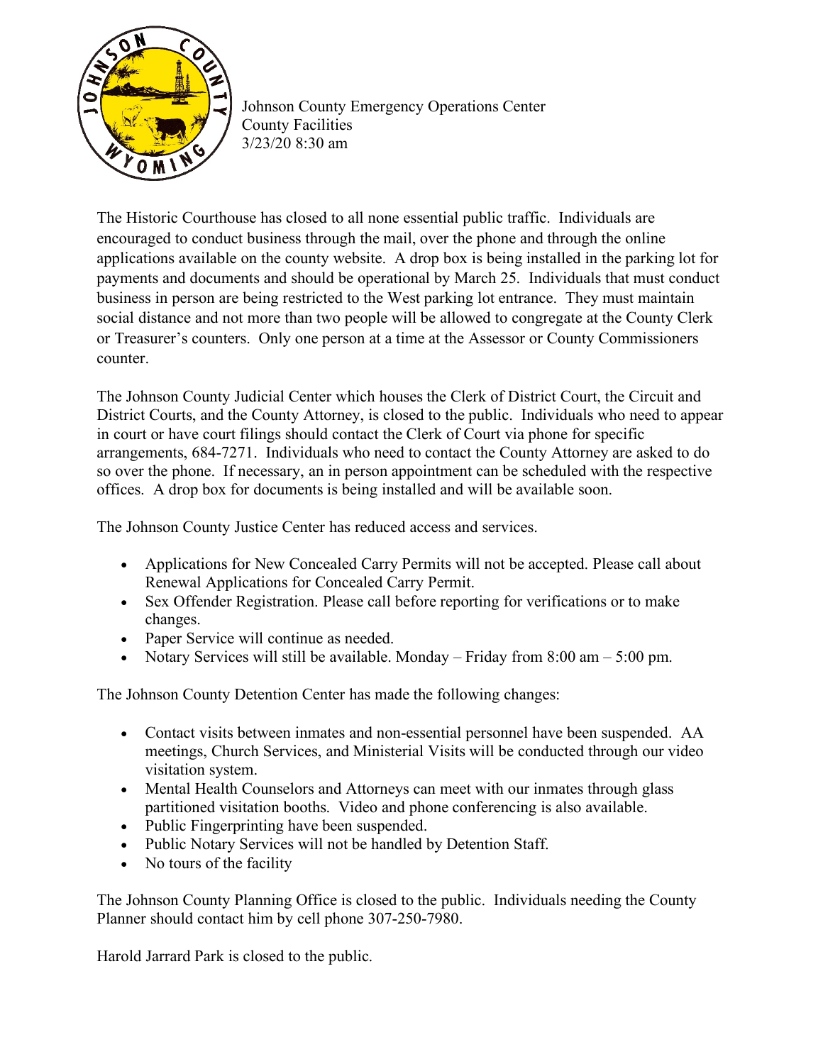Johnson County Emergency Operations Center
County Facilities
3/23/20 8:30 am

The Historic Courthouse has closed to all none essential public traffic. Individuals are encouraged to conduct business through the mail, over the phone and through the online applications available on the county website. A drop box is being installed in the parking lot for payments and documents and should be operational by March 25. Individuals that must conduct business in person are being restricted to the West parking lot entrance. They must maintain social distance and not more than two people will be allowed to congregate at the County Clerk or Treasurer's counters. Only one person at a time at the Assessor or County Commissioners counter.

The Johnson County Judicial Center which houses the Clerk of District Court, the Circuit and District Courts, and the County Attorney, is closed to the public. Individuals who need to appear in court or have court filings should contact the Clerk of Court via phone for specific arrangements, 684-7271. Individuals who need to contact the County Attorney are asked to do so over the phone. If necessary, an in person appointment can be scheduled with the respective offices. A drop box for documents is being installed and will be available soon.

The Johnson County Justice Center has reduced access and services.

- Applications for New Concealed Carry Permits will not be accepted. Please call about Renewal Applications for Concealed Carry Permit.
- Sex Offender Registration. Please call before reporting for verifications or to make changes.
- Paper Service will continue as needed.
- Notary Services will still be available. Monday – Friday from 8:00 am – 5:00 pm.

The Johnson County Detention Center has made the following changes:

- Contact visits between inmates and non-essential personnel have been suspended. AA meetings, Church Services, and Ministerial Visits will be conducted through our video visitation system.
- Mental Health Counselors and Attorneys can meet with our inmates through glass partitioned visitation booths. Video and phone conferencing is also available.
- Public Fingerprinting have been suspended.
- Public Notary Services will not be handled by Detention Staff.
- No tours of the facility

The Johnson County Planning Office is closed to the public. Individuals needing the County Planner should contact him by cell phone 307-250-7980.

Harold Jarrard Park is closed to the public.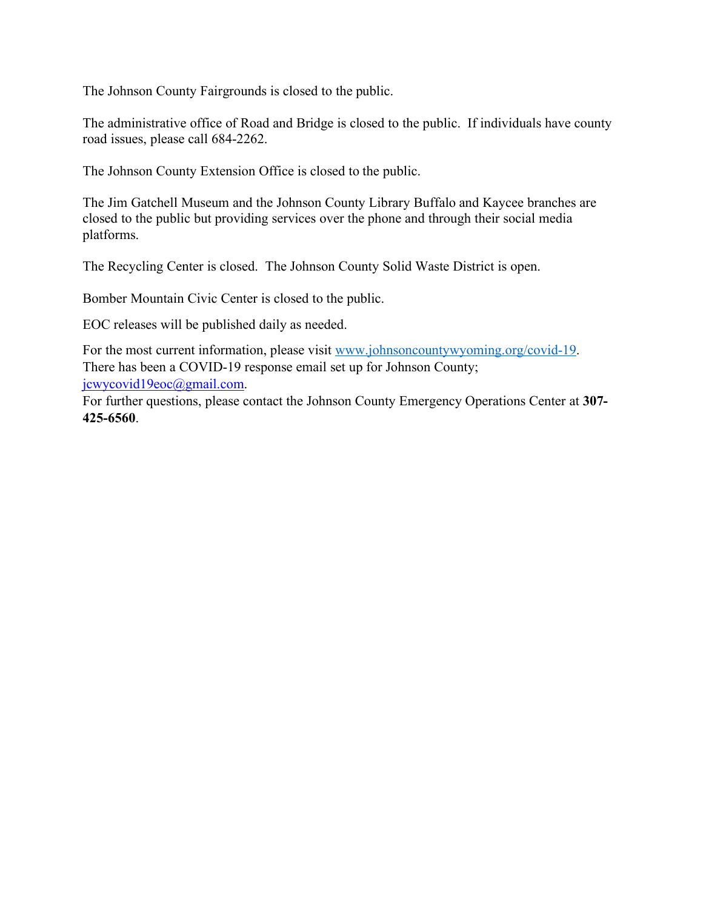The Johnson County Fairgrounds is closed to the public.

The administrative office of Road and Bridge is closed to the public. If individuals have county road issues, please call 684-2262.

The Johnson County Extension Office is closed to the public.

The Jim Gatchell Museum and the Johnson County Library Buffalo and Kaycee branches are closed to the public but providing services over the phone and through their social media platforms.

The Recycling Center is closed. The Johnson County Solid Waste District is open.

Bomber Mountain Civic Center is closed to the public.

EOC releases will be published daily as needed.

For the most current information, please visit www.johnsoncountywyoming.org/covid-19.
There has been a COVID-19 response email set up for Johnson County; jcwycovid19eoc@gmail.com.
For further questions, please contact the Johnson County Emergency Operations Center at **307-425-6560**.